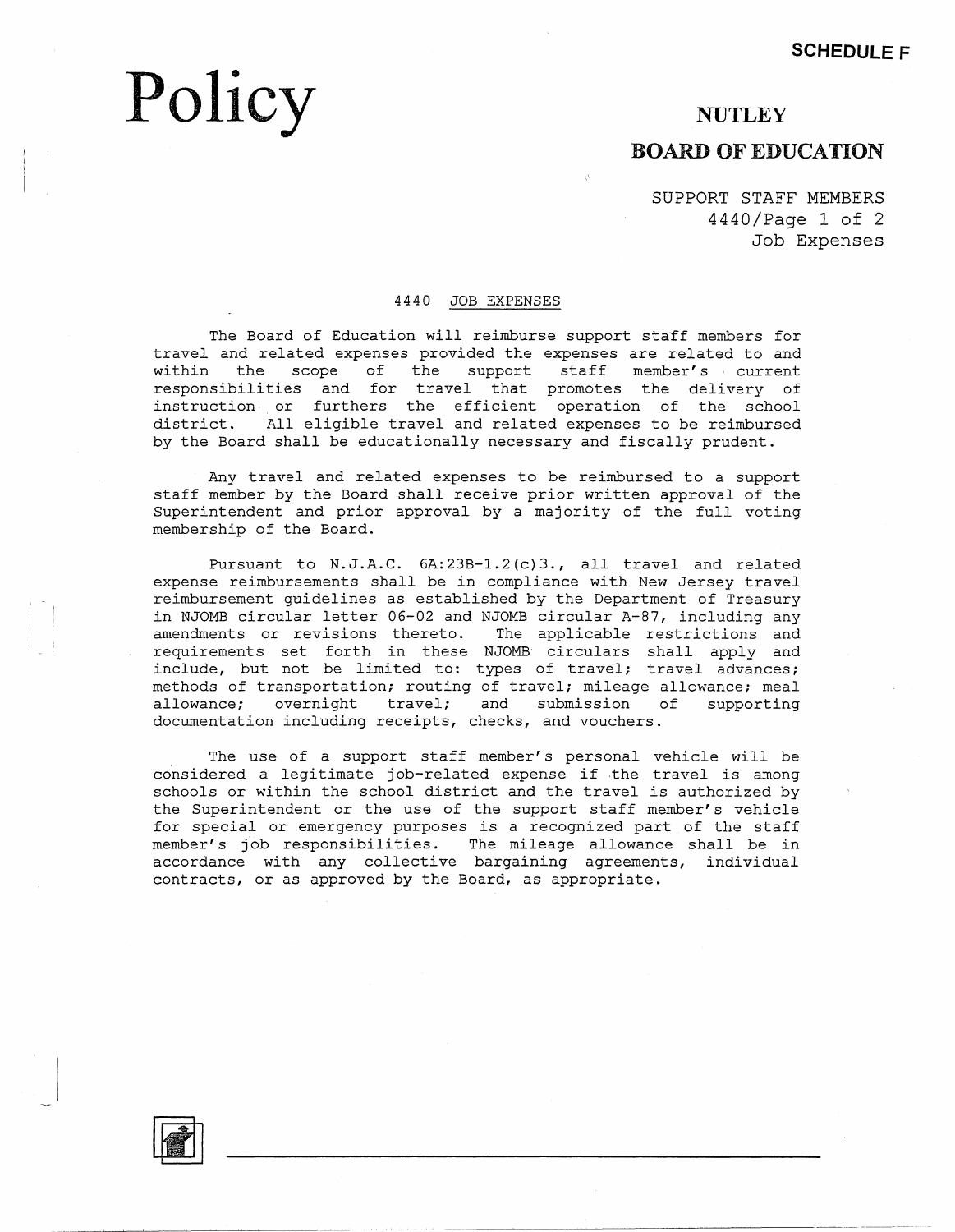SCHEDULE F

# Policy

**NUTLEY**

**BOARD OF EDUCATION**

SUPPORT STAFF MEMBERS
4440/Page 1 of 2
Job Expenses

## 4440 JOB EXPENSES

The Board of Education will reimburse support staff members for travel and related expenses provided the expenses are related to and within the scope of the support staff member's current responsibilities and for travel that promotes the delivery of instruction or furthers the efficient operation of the school district. All eligible travel and related expenses to be reimbursed by the Board shall be educationally necessary and fiscally prudent.

Any travel and related expenses to be reimbursed to a support staff member by the Board shall receive prior written approval of the Superintendent and prior approval by a majority of the full voting membership of the Board.

Pursuant to N.J.A.C. 6A:23B-1.2(c)3., all travel and related expense reimbursements shall be in compliance with New Jersey travel reimbursement guidelines as established by the Department of Treasury in NJOMB circular letter 06-02 and NJOMB circular A-87, including any amendments or revisions thereto. The applicable restrictions and requirements set forth in these NJOMB circulars shall apply and include, but not be limited to: types of travel; travel advances; methods of transportation; routing of travel; mileage allowance; meal allowance; overnight travel; and submission of supporting documentation including receipts, checks, and vouchers.

The use of a support staff member's personal vehicle will be considered a legitimate job-related expense if the travel is among schools or within the school district and the travel is authorized by the Superintendent or the use of the support staff member's vehicle for special or emergency purposes is a recognized part of the staff member's job responsibilities. The mileage allowance shall be in accordance with any collective bargaining agreements, individual contracts, or as approved by the Board, as appropriate.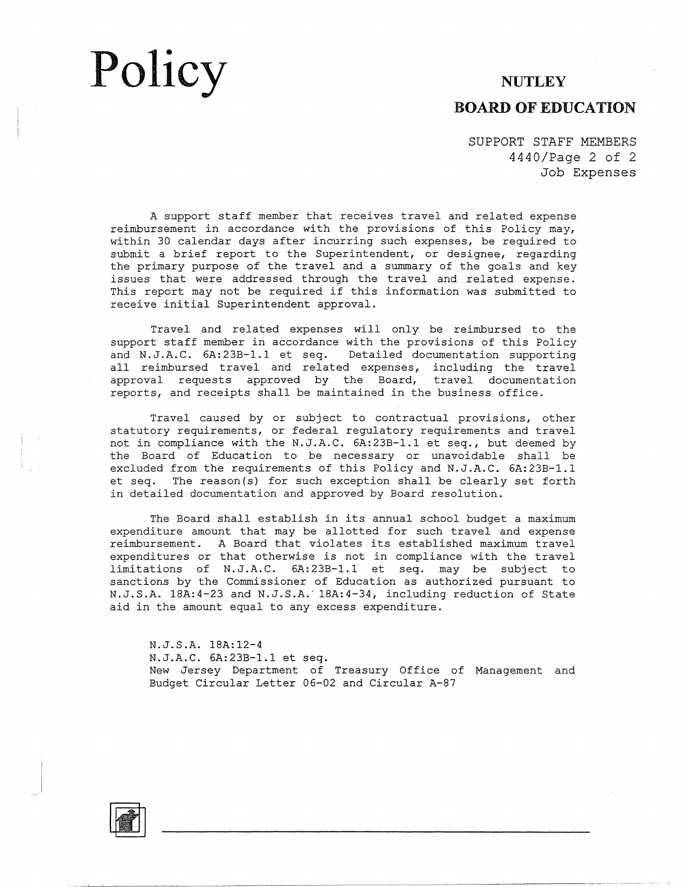A support staff member that receives travel and related expense reimbursement in accordance with the provisions of this Policy may, within 30 calendar days after incurring such expenses, be required to submit a brief report to the Superintendent, or designee, regarding the primary purpose of the travel and a summary of the goals and key issues that were addressed through the travel and related expense. This report may not be required if this information was submitted to receive initial Superintendent approval.

Travel and related expenses will only be reimbursed to the support staff member in accordance with the provisions of this Policy and N.J.A.C. 6A:23B-1.1 et seq. Detailed documentation supporting all reimbursed travel and related expenses, including the travel approval requests approved by the Board, travel documentation reports, and receipts shall be maintained in the business office.

Travel caused by or subject to contractual provisions, other statutory requirements, or federal regulatory requirements and travel not in compliance with the N.J.A.C. 6A:23B-1.1 et seq., but deemed by the Board of Education to be necessary or unavoidable shall be excluded from the requirements of this Policy and N.J.A.C. 6A:23B-1.1 et seq. The reason(s) for such exception shall be clearly set forth in detailed documentation and approved by Board resolution.

The Board shall establish in its annual school budget a maximum expenditure amount that may be allotted for such travel and expense reimbursement. A Board that violates its established maximum travel expenditures or that otherwise is not in compliance with the travel limitations of N.J.A.C. 6A:23B-1.1 et seq. may be subject to sanctions by the Commissioner of Education as authorized pursuant to N.J.S.A. 18A:4-23 and N.J.S.A. 18A:4-34, including reduction of State aid in the amount equal to any excess expenditure.

N.J.S.A. 18A:12-4
N.J.A.C. 6A:23B-1.1 et seq.
New Jersey Department of Treasury Office of Management and Budget Circular Letter 06-02 and Circular A-87